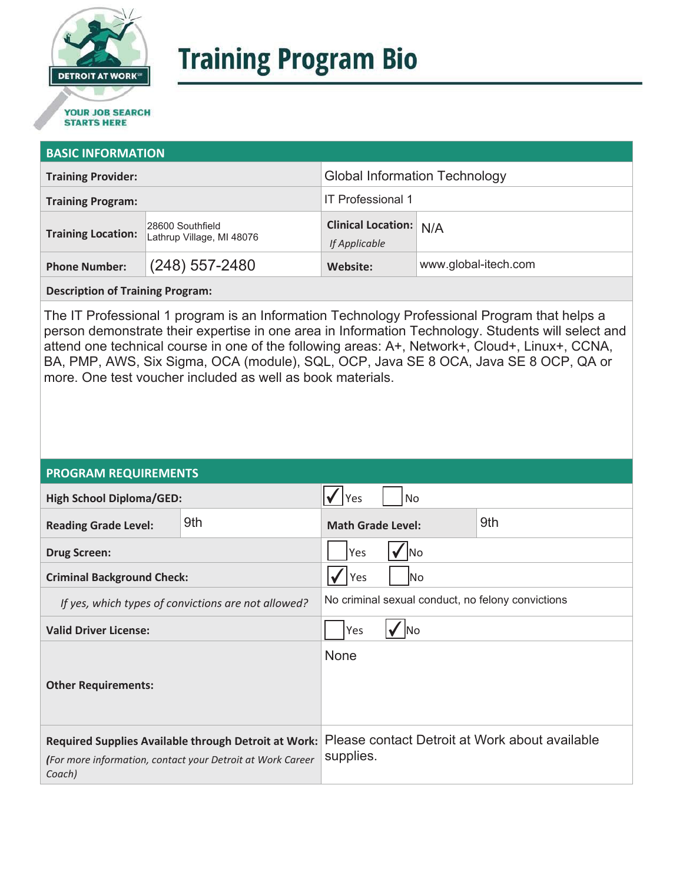DETROIT AT WORK℠

YOUR JOB SEARCH STARTS HERE

# Training Program Bio

## BASIC INFORMATION

| | | | |
|---|---|---|---|
| **Training Provider:** | | Global Information Technology | |
| **Training Program:** | | IT Professional 1 | |
| **Training Location:** | 28600 Southfield Lathrup Village, MI 48076 | **Clinical Location:** *If Applicable* | N/A |
| **Phone Number:** | (248) 557-2480 | **Website:** | www.global-itech.com |

**Description of Training Program:**

The IT Professional 1 program is an Information Technology Professional Program that helps a person demonstrate their expertise in one area in Information Technology. Students will select and attend one technical course in one of the following areas: A+, Network+, Cloud+, Linux+, CCNA, BA, PMP, AWS, Six Sigma, OCA (module), SQL, OCP, Java SE 8 OCA, Java SE 8 OCP, QA or more. One test voucher included as well as book materials.

## PROGRAM REQUIREMENTS

| | | | |
|---|---|---|---|
| **High School Diploma/GED:** | | ☑ Yes ☐ No | |
| **Reading Grade Level:** | 9th | **Math Grade Level:** | 9th |
| **Drug Screen:** | | ☐ Yes ☑ No | |
| **Criminal Background Check:** | | ☑ Yes ☐ No | |
| *If yes, which types of convictions are not allowed?* | | No criminal sexual conduct, no felony convictions | |
| **Valid Driver License:** | | ☐ Yes ☑ No | |
| **Other Requirements:** | | None | |
| **Required Supplies Available through Detroit at Work:** *(For more information, contact your Detroit at Work Career Coach)* | | Please contact Detroit at Work about available supplies. | |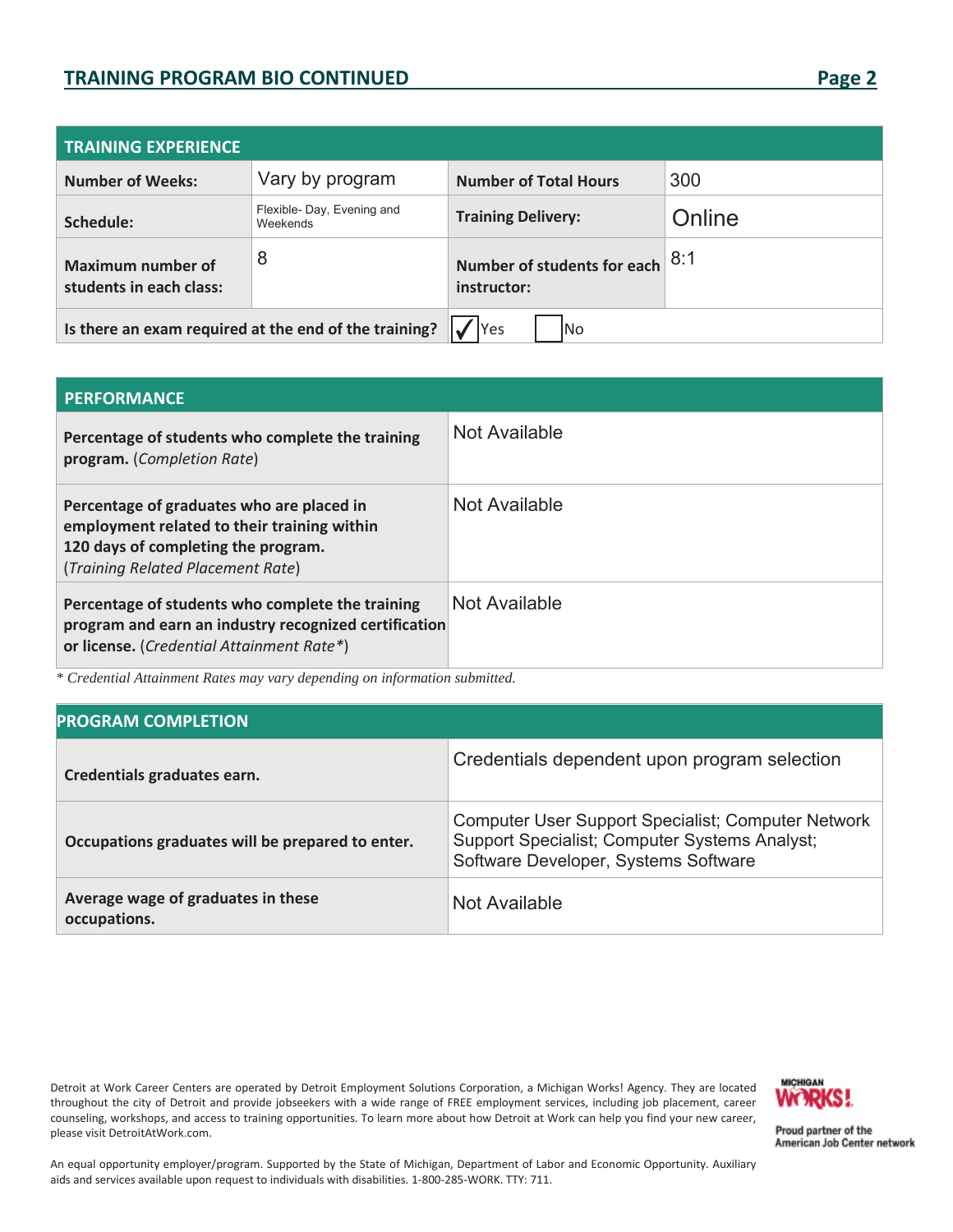## TRAINING PROGRAM BIO CONTINUED

| TRAINING EXPERIENCE | | | |
|---|---|---|---|
| **Number of Weeks:** | Vary by program | **Number of Total Hours** | 300 |
| **Schedule:** | Flexible- Day, Evening and Weekends | **Training Delivery:** | Online |
| **Maximum number of students in each class:** | 8 | **Number of students for each instructor:** | 8:1 |
| **Is there an exam required at the end of the training?** | ☑ Yes ☐ No | | |

| PERFORMANCE | |
|---|---|
| **Percentage of students who complete the training program.** (*Completion Rate*) | Not Available |
| **Percentage of graduates who are placed in employment related to their training within 120 days of completing the program.** (*Training Related Placement Rate*) | Not Available |
| **Percentage of students who complete the training program and earn an industry recognized certification or license.** (*Credential Attainment Rate**) | Not Available |

*\* Credential Attainment Rates may vary depending on information submitted.*

| PROGRAM COMPLETION | |
|---|---|
| **Credentials graduates earn.** | Credentials dependent upon program selection |
| **Occupations graduates will be prepared to enter.** | Computer User Support Specialist; Computer Network Support Specialist; Computer Systems Analyst; Software Developer, Systems Software |
| **Average wage of graduates in these occupations.** | Not Available |

Detroit at Work Career Centers are operated by Detroit Employment Solutions Corporation, a Michigan Works! Agency. They are located throughout the city of Detroit and provide jobseekers with a wide range of FREE employment services, including job placement, career counseling, workshops, and access to training opportunities. To learn more about how Detroit at Work can help you find your new career, please visit DetroitAtWork.com.

MICHIGAN WORKS! Proud partner of the American Job Center network

An equal opportunity employer/program. Supported by the State of Michigan, Department of Labor and Economic Opportunity. Auxiliary aids and services available upon request to individuals with disabilities. 1-800-285-WORK. TTY: 711.